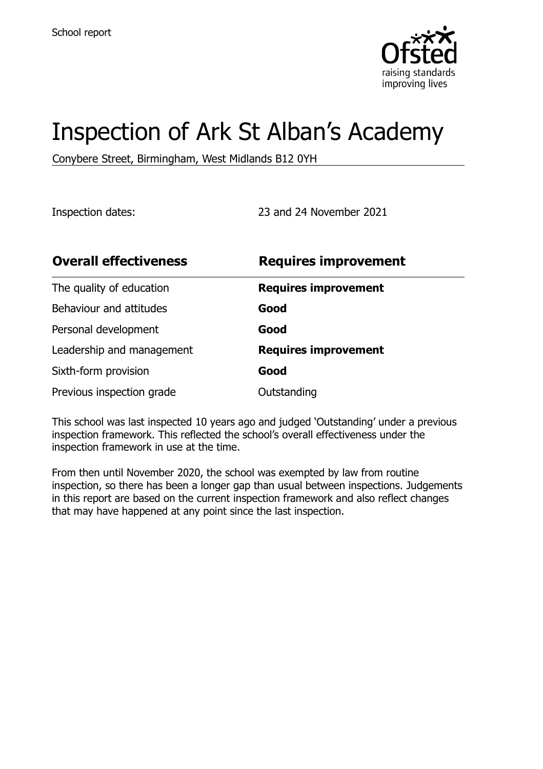School report

# Inspection of Ark St Alban's Academy

Conybere Street, Birmingham, West Midlands B12 0YH

Inspection dates: 23 and 24 November 2021

| **Overall effectiveness** | **Requires improvement** |
|---|---|
| The quality of education | **Requires improvement** |
| Behaviour and attitudes | **Good** |
| Personal development | **Good** |
| Leadership and management | **Requires improvement** |
| Sixth-form provision | **Good** |
| Previous inspection grade | Outstanding |

This school was last inspected 10 years ago and judged 'Outstanding' under a previous inspection framework. This reflected the school's overall effectiveness under the inspection framework in use at the time.

From then until November 2020, the school was exempted by law from routine inspection, so there has been a longer gap than usual between inspections. Judgements in this report are based on the current inspection framework and also reflect changes that may have happened at any point since the last inspection.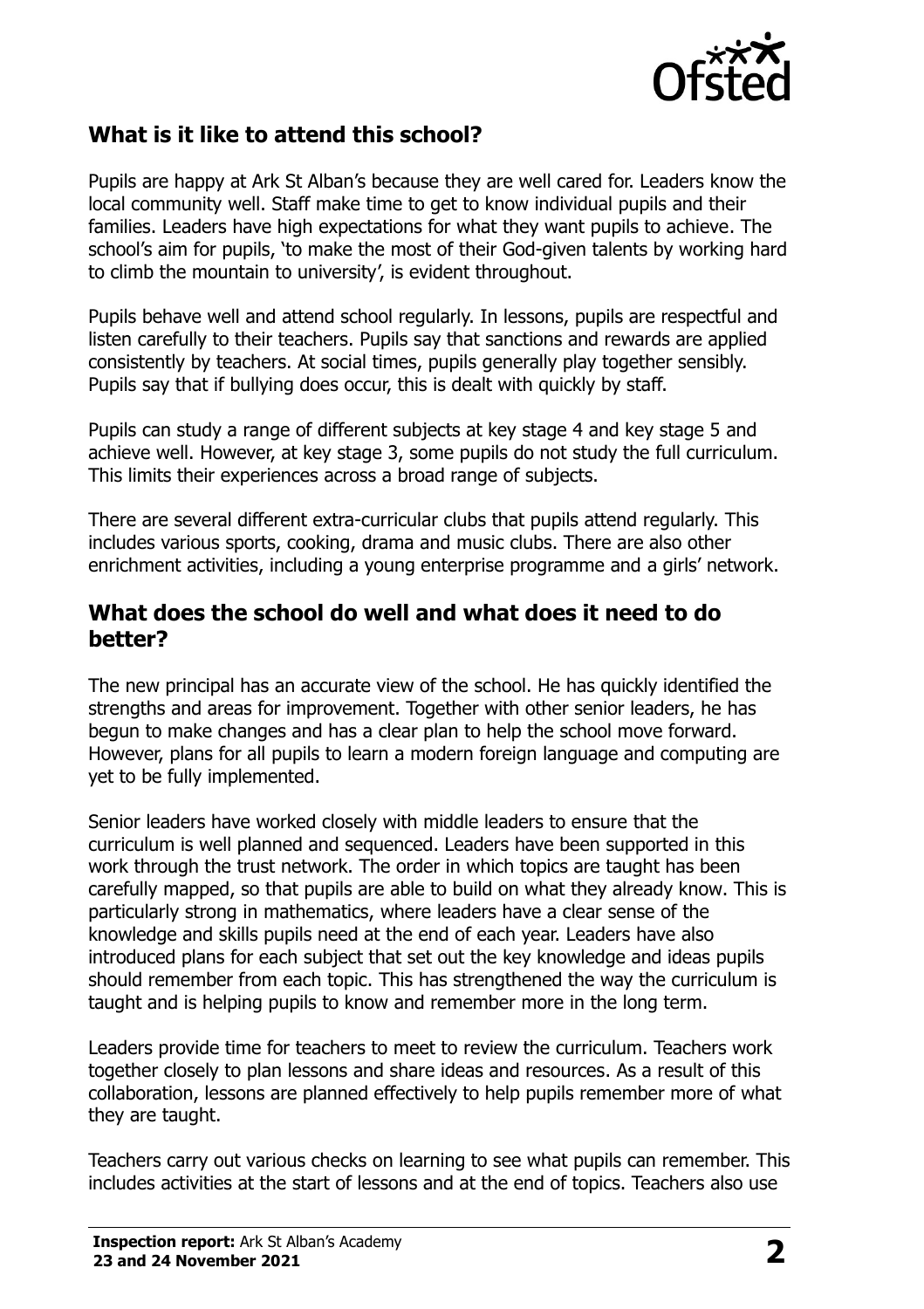## What is it like to attend this school?

Pupils are happy at Ark St Alban's because they are well cared for. Leaders know the local community well. Staff make time to get to know individual pupils and their families. Leaders have high expectations for what they want pupils to achieve. The school's aim for pupils, 'to make the most of their God-given talents by working hard to climb the mountain to university', is evident throughout.

Pupils behave well and attend school regularly. In lessons, pupils are respectful and listen carefully to their teachers. Pupils say that sanctions and rewards are applied consistently by teachers. At social times, pupils generally play together sensibly. Pupils say that if bullying does occur, this is dealt with quickly by staff.

Pupils can study a range of different subjects at key stage 4 and key stage 5 and achieve well. However, at key stage 3, some pupils do not study the full curriculum. This limits their experiences across a broad range of subjects.

There are several different extra-curricular clubs that pupils attend regularly. This includes various sports, cooking, drama and music clubs. There are also other enrichment activities, including a young enterprise programme and a girls' network.

## What does the school do well and what does it need to do better?

The new principal has an accurate view of the school. He has quickly identified the strengths and areas for improvement. Together with other senior leaders, he has begun to make changes and has a clear plan to help the school move forward. However, plans for all pupils to learn a modern foreign language and computing are yet to be fully implemented.

Senior leaders have worked closely with middle leaders to ensure that the curriculum is well planned and sequenced. Leaders have been supported in this work through the trust network. The order in which topics are taught has been carefully mapped, so that pupils are able to build on what they already know. This is particularly strong in mathematics, where leaders have a clear sense of the knowledge and skills pupils need at the end of each year. Leaders have also introduced plans for each subject that set out the key knowledge and ideas pupils should remember from each topic. This has strengthened the way the curriculum is taught and is helping pupils to know and remember more in the long term.

Leaders provide time for teachers to meet to review the curriculum. Teachers work together closely to plan lessons and share ideas and resources. As a result of this collaboration, lessons are planned effectively to help pupils remember more of what they are taught.

Teachers carry out various checks on learning to see what pupils can remember. This includes activities at the start of lessons and at the end of topics. Teachers also use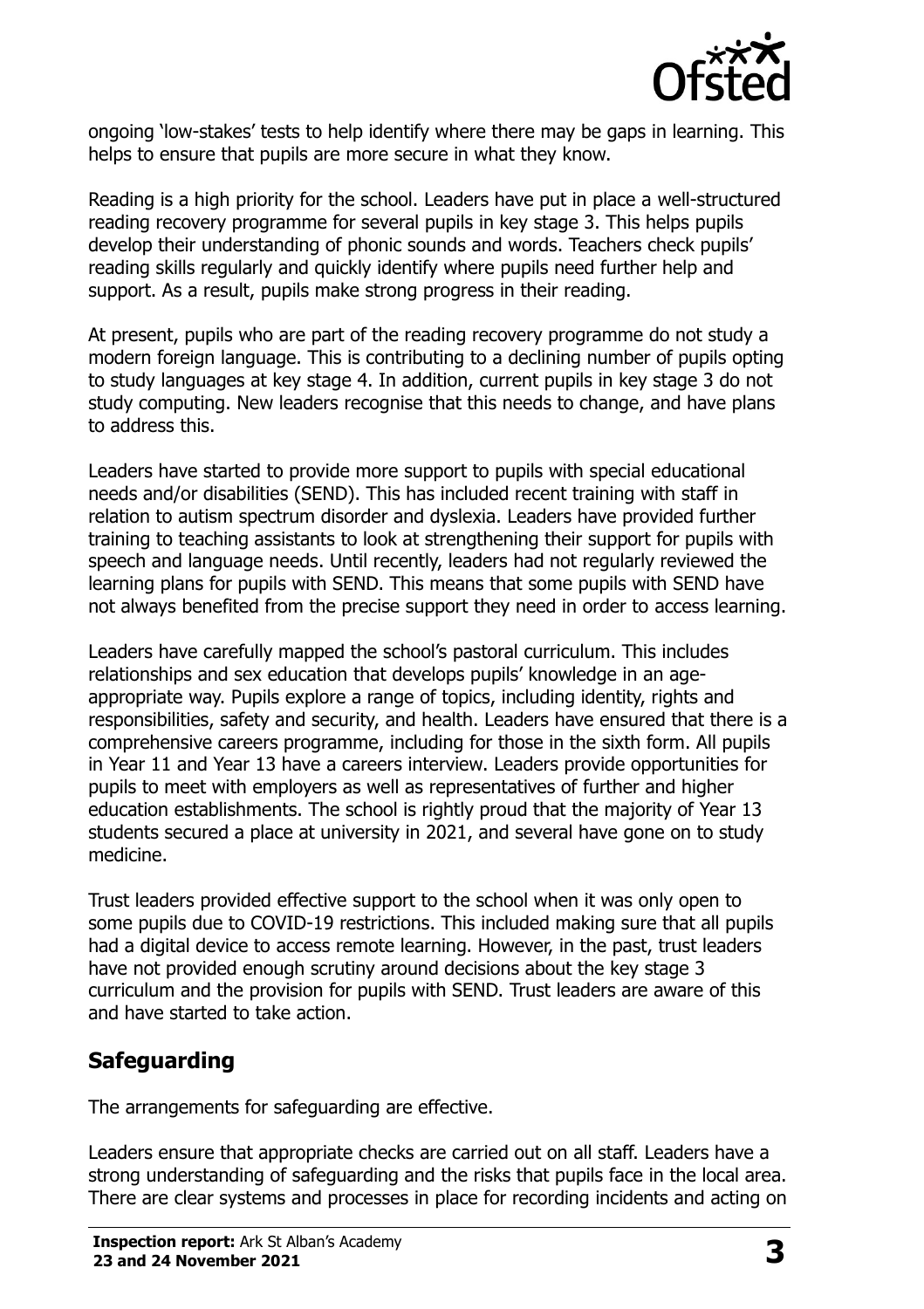ongoing 'low-stakes' tests to help identify where there may be gaps in learning. This helps to ensure that pupils are more secure in what they know.

Reading is a high priority for the school. Leaders have put in place a well-structured reading recovery programme for several pupils in key stage 3. This helps pupils develop their understanding of phonic sounds and words. Teachers check pupils' reading skills regularly and quickly identify where pupils need further help and support. As a result, pupils make strong progress in their reading.

At present, pupils who are part of the reading recovery programme do not study a modern foreign language. This is contributing to a declining number of pupils opting to study languages at key stage 4. In addition, current pupils in key stage 3 do not study computing. New leaders recognise that this needs to change, and have plans to address this.

Leaders have started to provide more support to pupils with special educational needs and/or disabilities (SEND). This has included recent training with staff in relation to autism spectrum disorder and dyslexia. Leaders have provided further training to teaching assistants to look at strengthening their support for pupils with speech and language needs. Until recently, leaders had not regularly reviewed the learning plans for pupils with SEND. This means that some pupils with SEND have not always benefited from the precise support they need in order to access learning.

Leaders have carefully mapped the school's pastoral curriculum. This includes relationships and sex education that develops pupils' knowledge in an age-appropriate way. Pupils explore a range of topics, including identity, rights and responsibilities, safety and security, and health. Leaders have ensured that there is a comprehensive careers programme, including for those in the sixth form. All pupils in Year 11 and Year 13 have a careers interview. Leaders provide opportunities for pupils to meet with employers as well as representatives of further and higher education establishments. The school is rightly proud that the majority of Year 13 students secured a place at university in 2021, and several have gone on to study medicine.

Trust leaders provided effective support to the school when it was only open to some pupils due to COVID-19 restrictions. This included making sure that all pupils had a digital device to access remote learning. However, in the past, trust leaders have not provided enough scrutiny around decisions about the key stage 3 curriculum and the provision for pupils with SEND. Trust leaders are aware of this and have started to take action.

## Safeguarding

The arrangements for safeguarding are effective.

Leaders ensure that appropriate checks are carried out on all staff. Leaders have a strong understanding of safeguarding and the risks that pupils face in the local area. There are clear systems and processes in place for recording incidents and acting on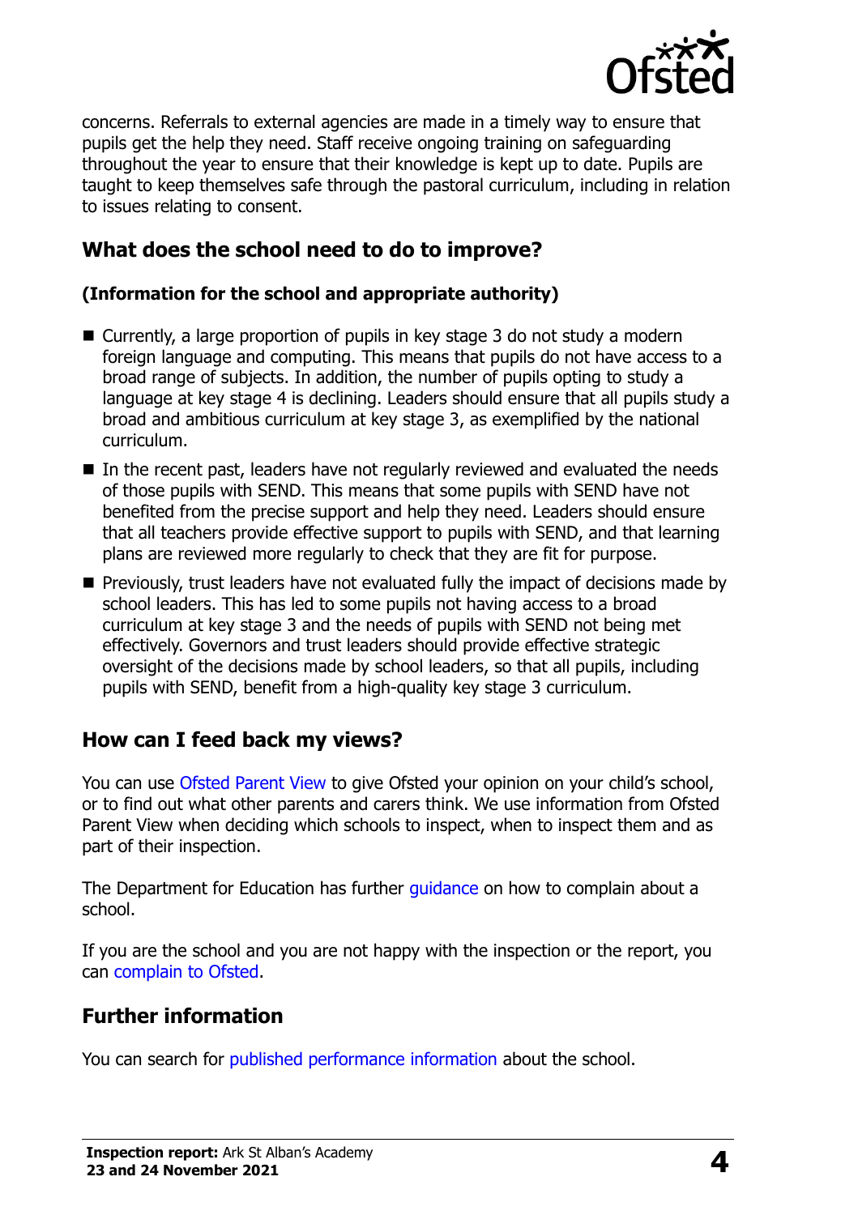concerns. Referrals to external agencies are made in a timely way to ensure that pupils get the help they need. Staff receive ongoing training on safeguarding throughout the year to ensure that their knowledge is kept up to date. Pupils are taught to keep themselves safe through the pastoral curriculum, including in relation to issues relating to consent.

## What does the school need to do to improve?

**(Information for the school and appropriate authority)**

- Currently, a large proportion of pupils in key stage 3 do not study a modern foreign language and computing. This means that pupils do not have access to a broad range of subjects. In addition, the number of pupils opting to study a language at key stage 4 is declining. Leaders should ensure that all pupils study a broad and ambitious curriculum at key stage 3, as exemplified by the national curriculum.
- In the recent past, leaders have not regularly reviewed and evaluated the needs of those pupils with SEND. This means that some pupils with SEND have not benefited from the precise support and help they need. Leaders should ensure that all teachers provide effective support to pupils with SEND, and that learning plans are reviewed more regularly to check that they are fit for purpose.
- Previously, trust leaders have not evaluated fully the impact of decisions made by school leaders. This has led to some pupils not having access to a broad curriculum at key stage 3 and the needs of pupils with SEND not being met effectively. Governors and trust leaders should provide effective strategic oversight of the decisions made by school leaders, so that all pupils, including pupils with SEND, benefit from a high-quality key stage 3 curriculum.

## How can I feed back my views?

You can use Ofsted Parent View to give Ofsted your opinion on your child's school, or to find out what other parents and carers think. We use information from Ofsted Parent View when deciding which schools to inspect, when to inspect them and as part of their inspection.

The Department for Education has further guidance on how to complain about a school.

If you are the school and you are not happy with the inspection or the report, you can complain to Ofsted.

## Further information

You can search for published performance information about the school.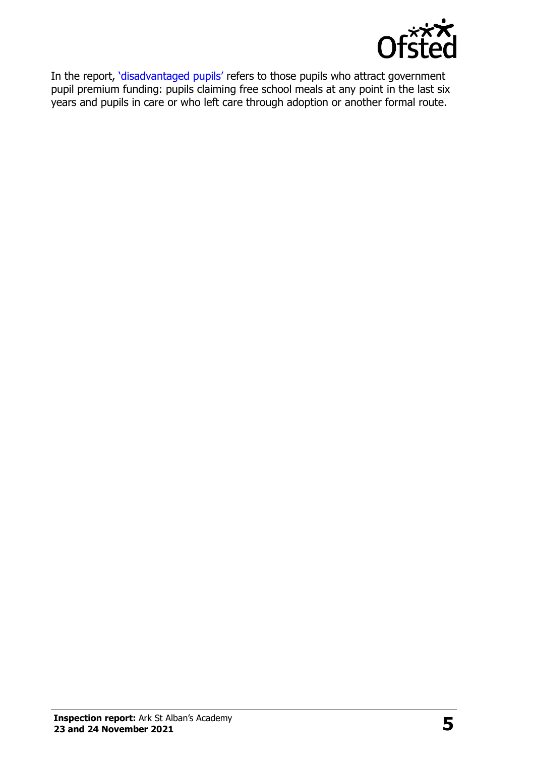In the report, 'disadvantaged pupils' refers to those pupils who attract government pupil premium funding: pupils claiming free school meals at any point in the last six years and pupils in care or who left care through adoption or another formal route.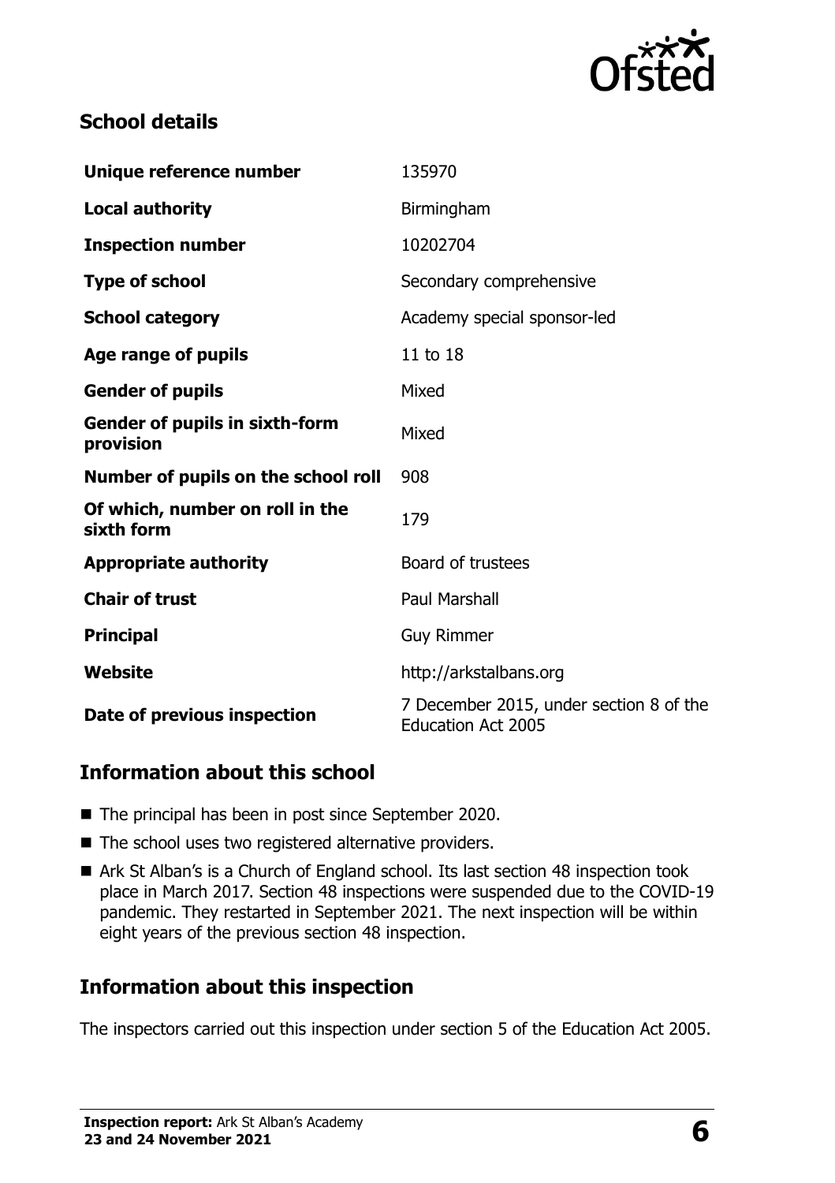## School details

| | |
|---|---|
| **Unique reference number** | 135970 |
| **Local authority** | Birmingham |
| **Inspection number** | 10202704 |
| **Type of school** | Secondary comprehensive |
| **School category** | Academy special sponsor-led |
| **Age range of pupils** | 11 to 18 |
| **Gender of pupils** | Mixed |
| **Gender of pupils in sixth-form provision** | Mixed |
| **Number of pupils on the school roll** | 908 |
| **Of which, number on roll in the sixth form** | 179 |
| **Appropriate authority** | Board of trustees |
| **Chair of trust** | Paul Marshall |
| **Principal** | Guy Rimmer |
| **Website** | http://arkstalbans.org |
| **Date of previous inspection** | 7 December 2015, under section 8 of the Education Act 2005 |

## Information about this school

- The principal has been in post since September 2020.
- The school uses two registered alternative providers.
- Ark St Alban's is a Church of England school. Its last section 48 inspection took place in March 2017. Section 48 inspections were suspended due to the COVID-19 pandemic. They restarted in September 2021. The next inspection will be within eight years of the previous section 48 inspection.

## Information about this inspection

The inspectors carried out this inspection under section 5 of the Education Act 2005.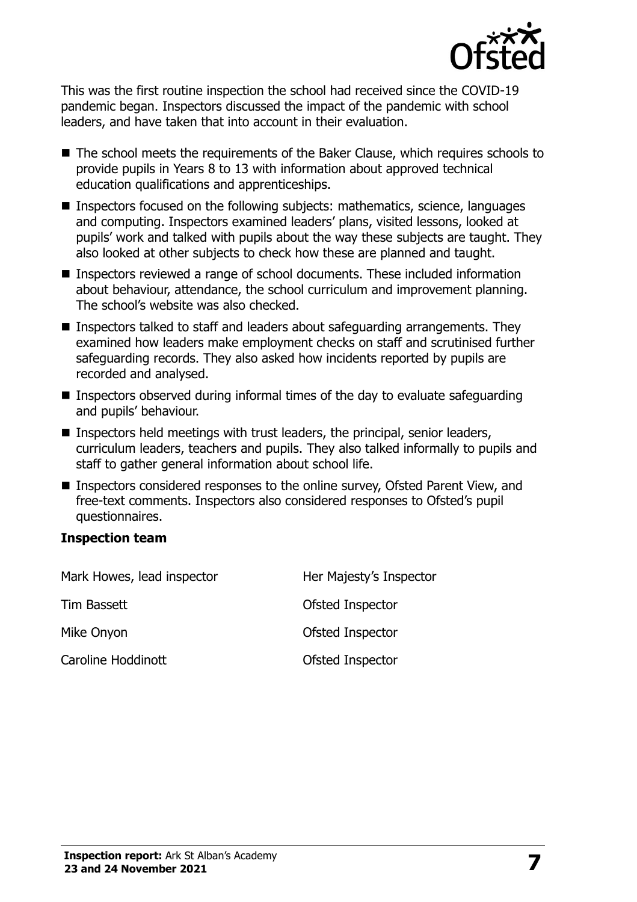This was the first routine inspection the school had received since the COVID-19 pandemic began. Inspectors discussed the impact of the pandemic with school leaders, and have taken that into account in their evaluation.

- The school meets the requirements of the Baker Clause, which requires schools to provide pupils in Years 8 to 13 with information about approved technical education qualifications and apprenticeships.
- Inspectors focused on the following subjects: mathematics, science, languages and computing. Inspectors examined leaders' plans, visited lessons, looked at pupils' work and talked with pupils about the way these subjects are taught. They also looked at other subjects to check how these are planned and taught.
- Inspectors reviewed a range of school documents. These included information about behaviour, attendance, the school curriculum and improvement planning. The school's website was also checked.
- Inspectors talked to staff and leaders about safeguarding arrangements. They examined how leaders make employment checks on staff and scrutinised further safeguarding records. They also asked how incidents reported by pupils are recorded and analysed.
- Inspectors observed during informal times of the day to evaluate safeguarding and pupils' behaviour.
- Inspectors held meetings with trust leaders, the principal, senior leaders, curriculum leaders, teachers and pupils. They also talked informally to pupils and staff to gather general information about school life.
- Inspectors considered responses to the online survey, Ofsted Parent View, and free-text comments. Inspectors also considered responses to Ofsted's pupil questionnaires.

### Inspection team

| | |
|---|---|
| Mark Howes, lead inspector | Her Majesty's Inspector |
| Tim Bassett | Ofsted Inspector |
| Mike Onyon | Ofsted Inspector |
| Caroline Hoddinott | Ofsted Inspector |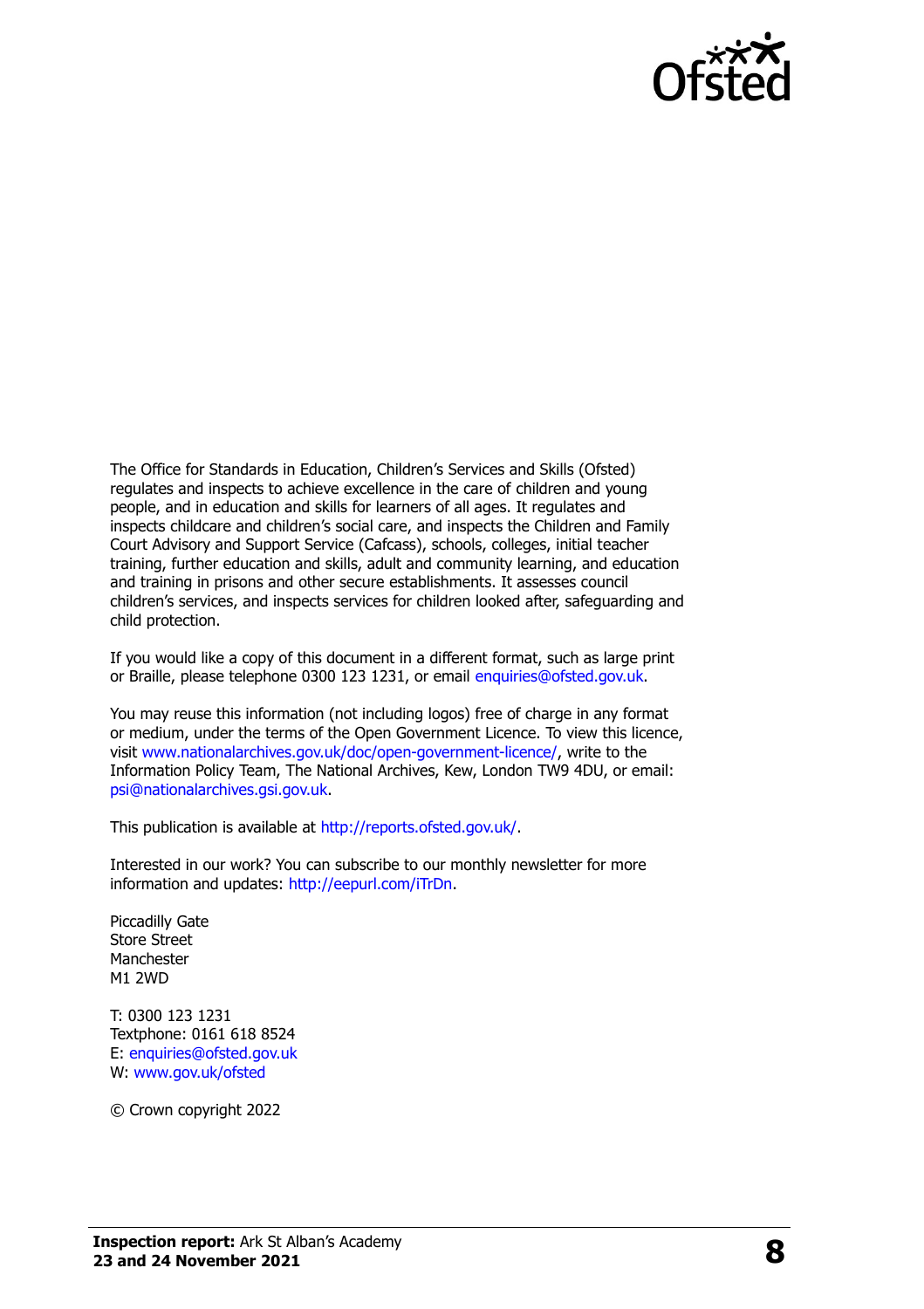The Office for Standards in Education, Children's Services and Skills (Ofsted) regulates and inspects to achieve excellence in the care of children and young people, and in education and skills for learners of all ages. It regulates and inspects childcare and children's social care, and inspects the Children and Family Court Advisory and Support Service (Cafcass), schools, colleges, initial teacher training, further education and skills, adult and community learning, and education and training in prisons and other secure establishments. It assesses council children's services, and inspects services for children looked after, safeguarding and child protection.

If you would like a copy of this document in a different format, such as large print or Braille, please telephone 0300 123 1231, or email enquiries@ofsted.gov.uk.

You may reuse this information (not including logos) free of charge in any format or medium, under the terms of the Open Government Licence. To view this licence, visit www.nationalarchives.gov.uk/doc/open-government-licence/, write to the Information Policy Team, The National Archives, Kew, London TW9 4DU, or email: psi@nationalarchives.gsi.gov.uk.

This publication is available at http://reports.ofsted.gov.uk/.

Interested in our work? You can subscribe to our monthly newsletter for more information and updates: http://eepurl.com/iTrDn.

Piccadilly Gate
Store Street
Manchester
M1 2WD

T: 0300 123 1231
Textphone: 0161 618 8524
E: enquiries@ofsted.gov.uk
W: www.gov.uk/ofsted

© Crown copyright 2022